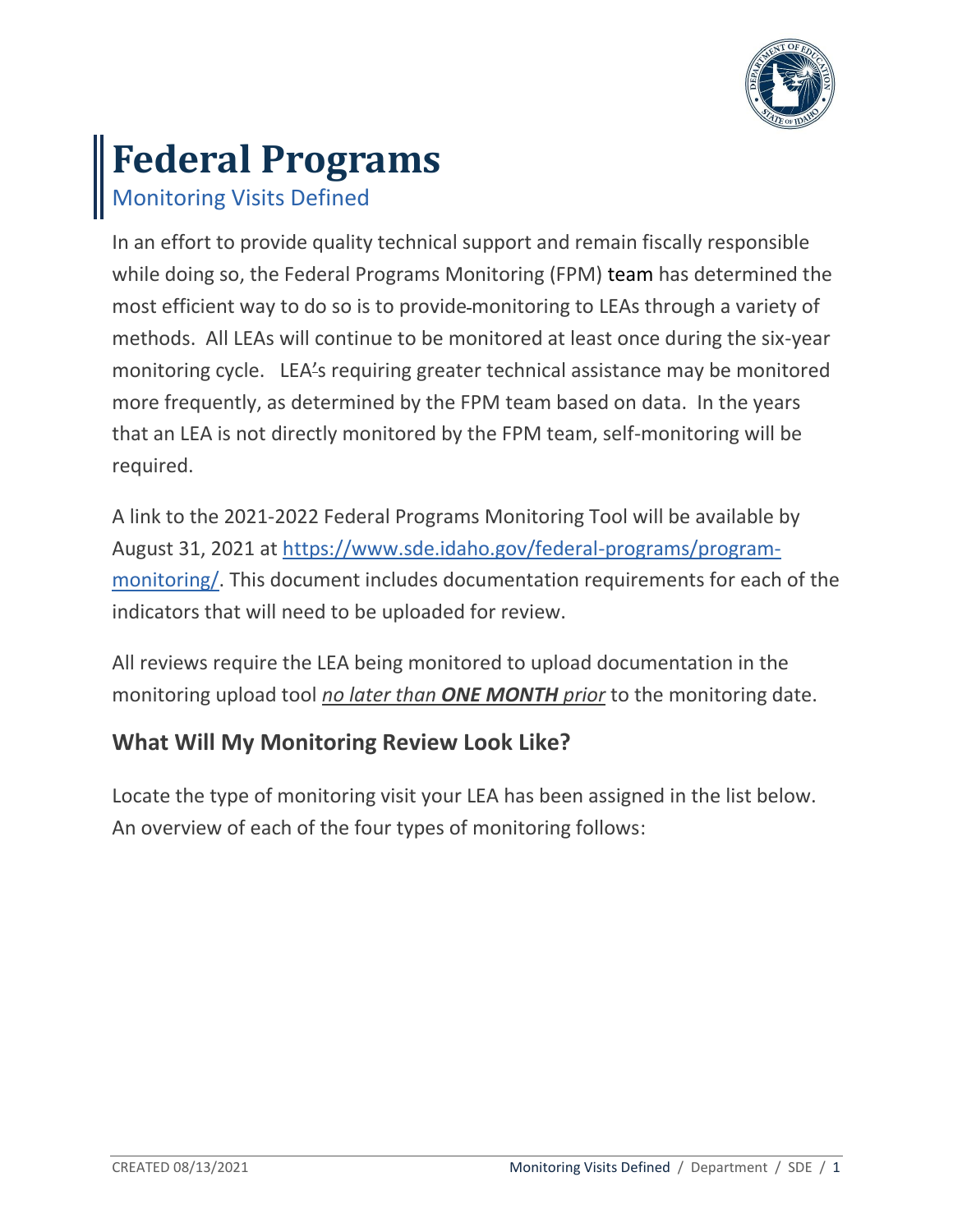# Federal Programs

## Monitoring Visits Defined

In an effort to provide quality technical support and remain fiscally responsible while doing so, the Federal Programs Monitoring (FPM) team has determined the most efficient way to do so is to provide monitoring to LEAs through a variety of methods. All LEAs will continue to be monitored at least once during the six-year monitoring cycle. LEA's requiring greater technical assistance may be monitored more frequently, as determined by the FPM team based on data. In the years that an LEA is not directly monitored by the FPM team, self-monitoring will be required.

A link to the 2021-2022 Federal Programs Monitoring Tool will be available by August 31, 2021 at [https://www.sde.idaho.gov/federal-programs/program-monitoring/](https://www.sde.idaho.gov/federal-programs/program-monitoring/). This document includes documentation requirements for each of the indicators that will need to be uploaded for review.

All reviews require the LEA being monitored to upload documentation in the monitoring upload tool *no later than **ONE MONTH** prior* to the monitoring date.

### What Will My Monitoring Review Look Like?

Locate the type of monitoring visit your LEA has been assigned in the list below. An overview of each of the four types of monitoring follows: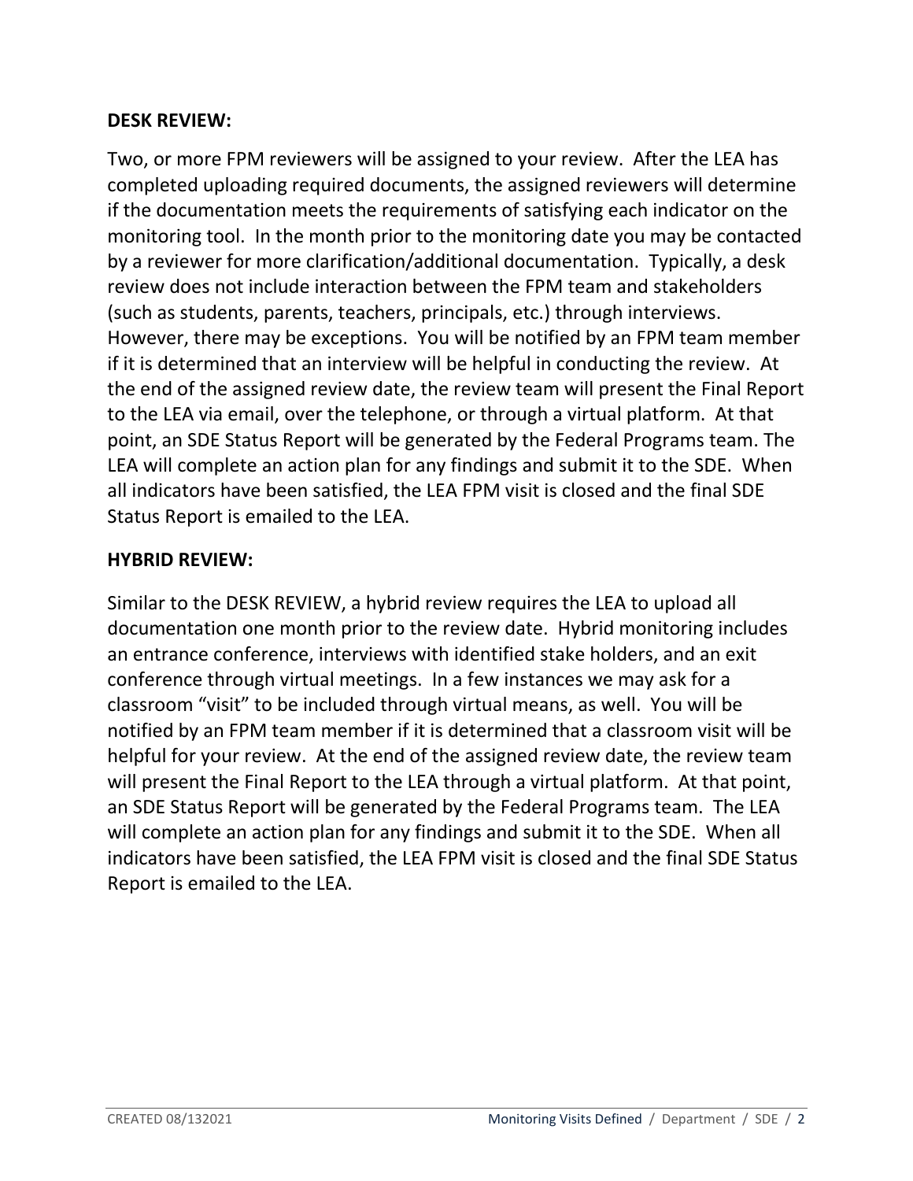**DESK REVIEW:**

Two, or more FPM reviewers will be assigned to your review. After the LEA has completed uploading required documents, the assigned reviewers will determine if the documentation meets the requirements of satisfying each indicator on the monitoring tool. In the month prior to the monitoring date you may be contacted by a reviewer for more clarification/additional documentation. Typically, a desk review does not include interaction between the FPM team and stakeholders (such as students, parents, teachers, principals, etc.) through interviews. However, there may be exceptions. You will be notified by an FPM team member if it is determined that an interview will be helpful in conducting the review. At the end of the assigned review date, the review team will present the Final Report to the LEA via email, over the telephone, or through a virtual platform. At that point, an SDE Status Report will be generated by the Federal Programs team. The LEA will complete an action plan for any findings and submit it to the SDE. When all indicators have been satisfied, the LEA FPM visit is closed and the final SDE Status Report is emailed to the LEA.

**HYBRID REVIEW:**

Similar to the DESK REVIEW, a hybrid review requires the LEA to upload all documentation one month prior to the review date. Hybrid monitoring includes an entrance conference, interviews with identified stake holders, and an exit conference through virtual meetings. In a few instances we may ask for a classroom "visit" to be included through virtual means, as well. You will be notified by an FPM team member if it is determined that a classroom visit will be helpful for your review. At the end of the assigned review date, the review team will present the Final Report to the LEA through a virtual platform. At that point, an SDE Status Report will be generated by the Federal Programs team. The LEA will complete an action plan for any findings and submit it to the SDE. When all indicators have been satisfied, the LEA FPM visit is closed and the final SDE Status Report is emailed to the LEA.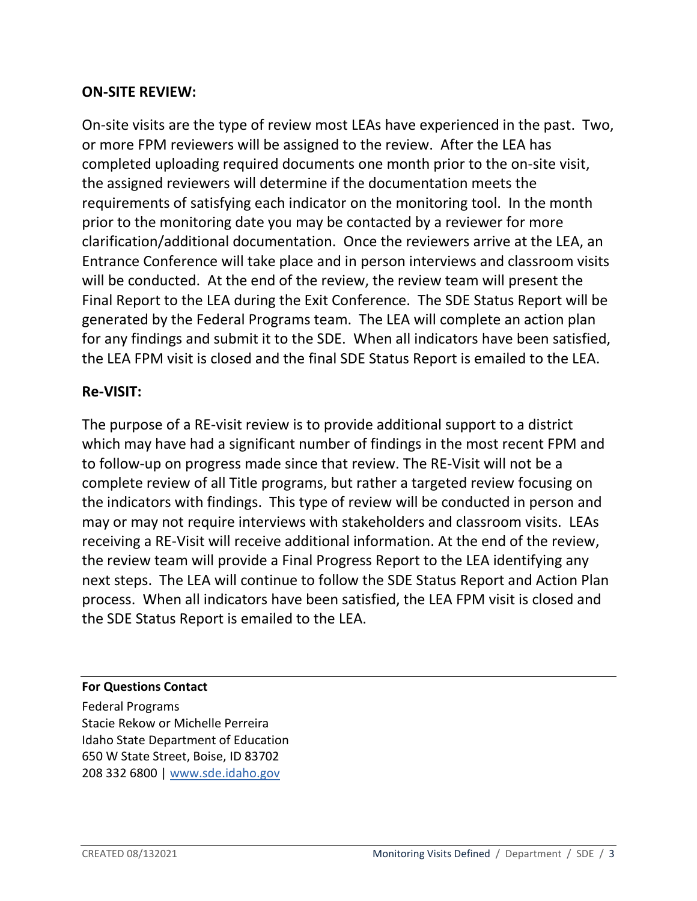**ON-SITE REVIEW:**

On-site visits are the type of review most LEAs have experienced in the past. Two, or more FPM reviewers will be assigned to the review. After the LEA has completed uploading required documents one month prior to the on-site visit, the assigned reviewers will determine if the documentation meets the requirements of satisfying each indicator on the monitoring tool. In the month prior to the monitoring date you may be contacted by a reviewer for more clarification/additional documentation. Once the reviewers arrive at the LEA, an Entrance Conference will take place and in person interviews and classroom visits will be conducted. At the end of the review, the review team will present the Final Report to the LEA during the Exit Conference. The SDE Status Report will be generated by the Federal Programs team. The LEA will complete an action plan for any findings and submit it to the SDE. When all indicators have been satisfied, the LEA FPM visit is closed and the final SDE Status Report is emailed to the LEA.

**Re-VISIT:**

The purpose of a RE-visit review is to provide additional support to a district which may have had a significant number of findings in the most recent FPM and to follow-up on progress made since that review. The RE-Visit will not be a complete review of all Title programs, but rather a targeted review focusing on the indicators with findings. This type of review will be conducted in person and may or may not require interviews with stakeholders and classroom visits. LEAs receiving a RE-Visit will receive additional information. At the end of the review, the review team will provide a Final Progress Report to the LEA identifying any next steps. The LEA will continue to follow the SDE Status Report and Action Plan process. When all indicators have been satisfied, the LEA FPM visit is closed and the SDE Status Report is emailed to the LEA.

**For Questions Contact**

Federal Programs
Stacie Rekow or Michelle Perreira
Idaho State Department of Education
650 W State Street, Boise, ID 83702
208 332 6800 | www.sde.idaho.gov